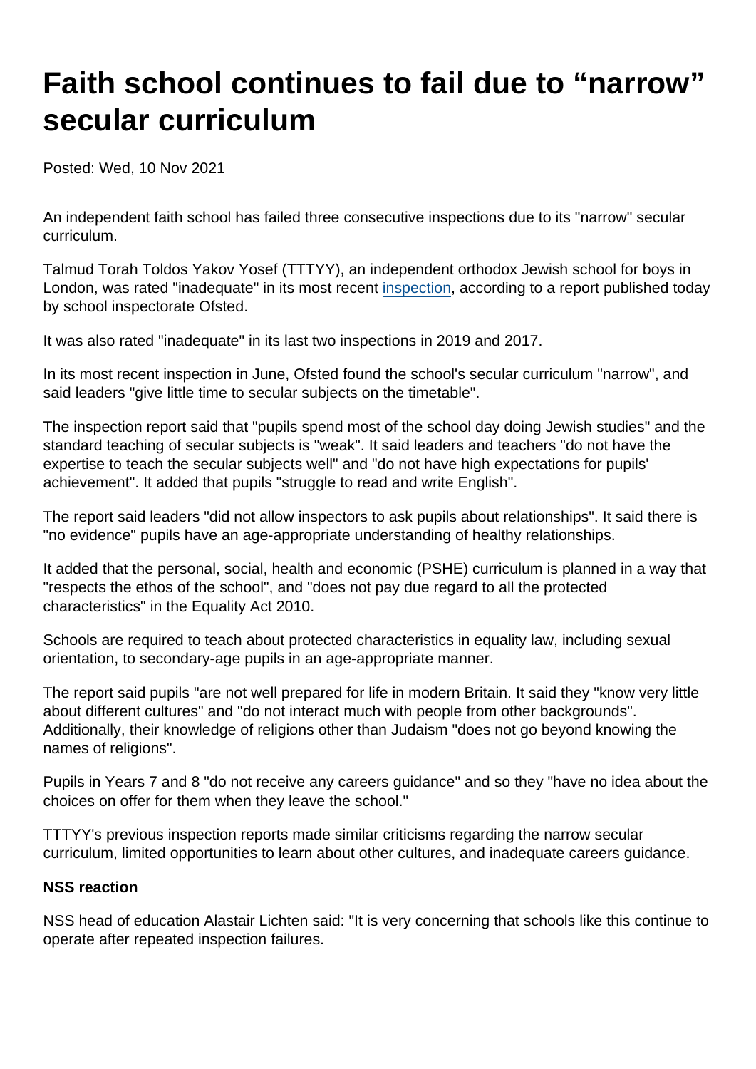# Faith school continues to fail due to “narrow” secular curriculum

Posted: Wed, 10 Nov 2021

An independent faith school has failed three consecutive inspections due to its "narrow" secular curriculum.

Talmud Torah Toldos Yakov Yosef (TTTYY), an independent orthodox Jewish school for boys in London, was rated "inadequate" in its most recent inspection, according to a report published today by school inspectorate Ofsted.

It was also rated "inadequate" in its last two inspections in 2019 and 2017.

In its most recent inspection in June, Ofsted found the school's secular curriculum "narrow", and said leaders "give little time to secular subjects on the timetable".

The inspection report said that "pupils spend most of the school day doing Jewish studies" and the standard teaching of secular subjects is "weak". It said leaders and teachers "do not have the expertise to teach the secular subjects well" and "do not have high expectations for pupils' achievement". It added that pupils "struggle to read and write English".

The report said leaders "did not allow inspectors to ask pupils about relationships". It said there is "no evidence" pupils have an age-appropriate understanding of healthy relationships.

It added that the personal, social, health and economic (PSHE) curriculum is planned in a way that "respects the ethos of the school", and "does not pay due regard to all the protected characteristics" in the Equality Act 2010.

Schools are required to teach about protected characteristics in equality law, including sexual orientation, to secondary-age pupils in an age-appropriate manner.

The report said pupils "are not well prepared for life in modern Britain. It said they "know very little about different cultures" and "do not interact much with people from other backgrounds". Additionally, their knowledge of religions other than Judaism "does not go beyond knowing the names of religions".

Pupils in Years 7 and 8 "do not receive any careers guidance" and so they "have no idea about the choices on offer for them when they leave the school."

TTTYY's previous inspection reports made similar criticisms regarding the narrow secular curriculum, limited opportunities to learn about other cultures, and inadequate careers guidance.

**NSS reaction**

NSS head of education Alastair Lichten said: "It is very concerning that schools like this continue to operate after repeated inspection failures.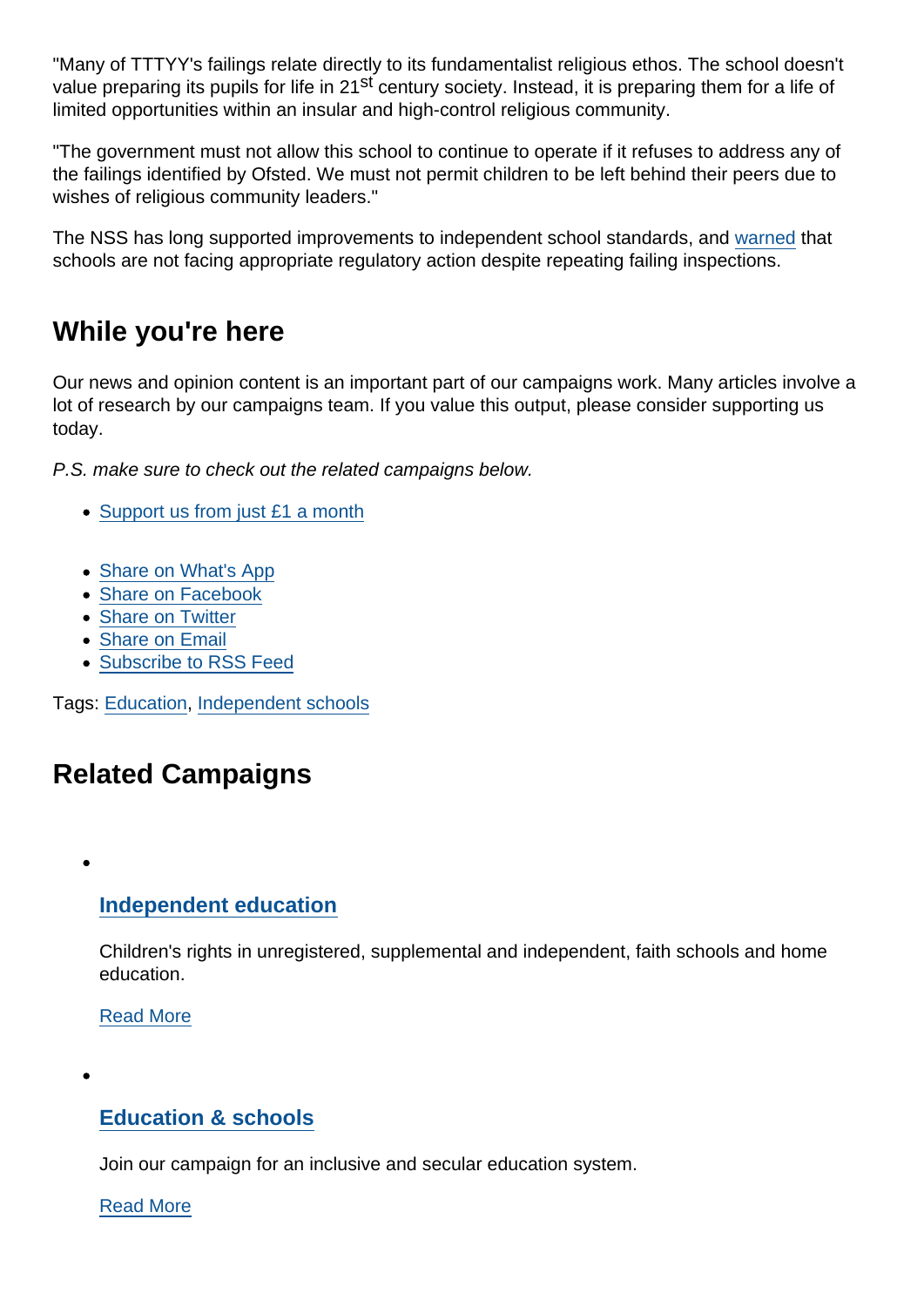"Many of TTTYY's failings relate directly to its fundamentalist religious ethos. The school doesn't value preparing its pupils for life in 21st century society. Instead, it is preparing them for a life of limited opportunities within an insular and high-control religious community.

"The government must not allow this school to continue to operate if it refuses to address any of the failings identified by Ofsted. We must not permit children to be left behind their peers due to wishes of religious community leaders."

The NSS has long supported improvements to independent school standards, and warned that schools are not facing appropriate regulatory action despite repeating failing inspections.

## While you're here

Our news and opinion content is an important part of our campaigns work. Many articles involve a lot of research by our campaigns team. If you value this output, please consider supporting us today.

*P.S. make sure to check out the related campaigns below.*

- Support us from just £1 a month

- Share on What's App
- Share on Facebook
- Share on Twitter
- Share on Email
- Subscribe to RSS Feed

Tags: Education, Independent schools

## Related Campaigns

- **Independent education**

  Children's rights in unregistered, supplemental and independent, faith schools and home education.

  Read More

- **Education & schools**

  Join our campaign for an inclusive and secular education system.

  Read More